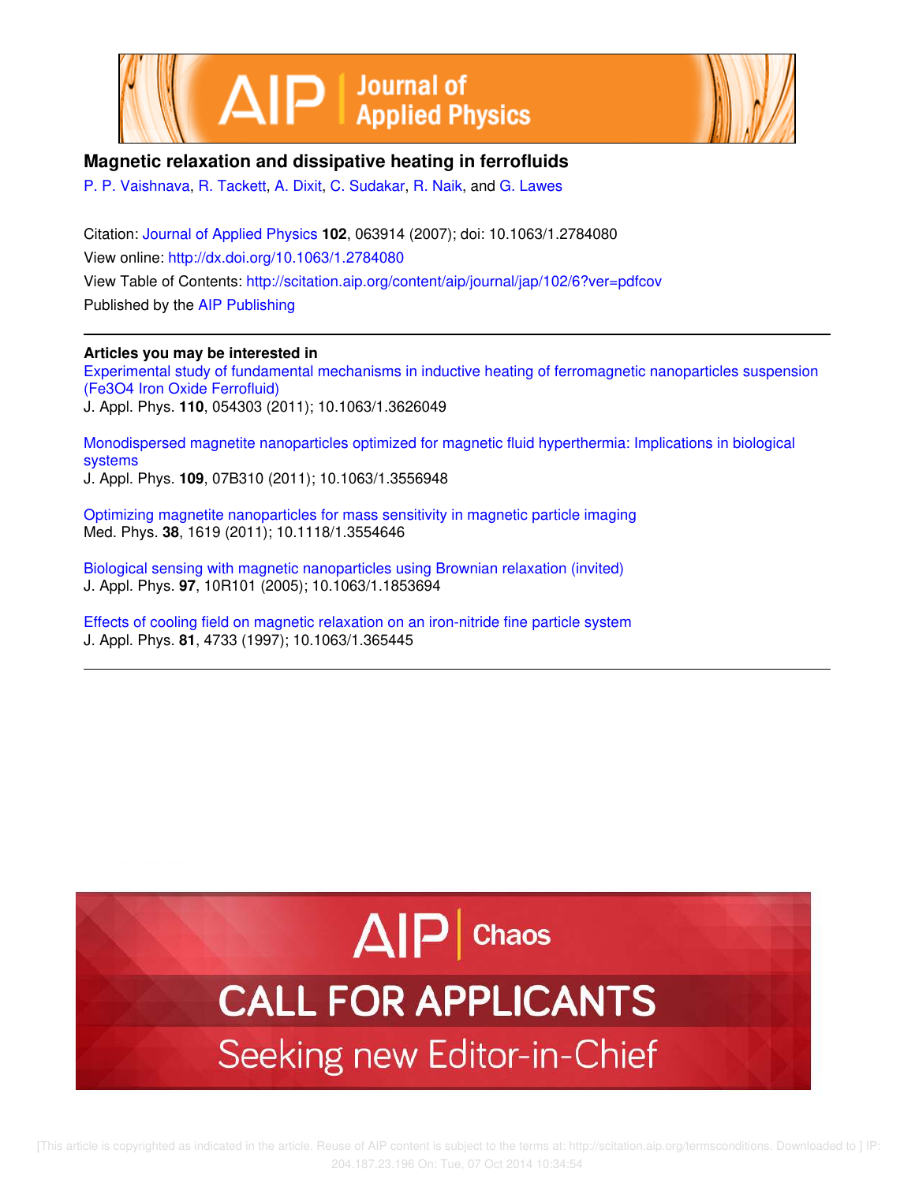# Magnetic relaxation and dissipative heating in ferrofluids

P. P. Vaishnava, R. Tackett, A. Dixit, C. Sudakar, R. Naik, and G. Lawes

Citation: Journal of Applied Physics **102**, 063914 (2007); doi: 10.1063/1.2784080

View online: http://dx.doi.org/10.1063/1.2784080

View Table of Contents: http://scitation.aip.org/content/aip/journal/jap/102/6?ver=pdfcov

Published by the AIP Publishing

**Articles you may be interested in**

Experimental study of fundamental mechanisms in inductive heating of ferromagnetic nanoparticles suspension (Fe3O4 Iron Oxide Ferrofluid)
J. Appl. Phys. **110**, 054303 (2011); 10.1063/1.3626049

Monodispersed magnetite nanoparticles optimized for magnetic fluid hyperthermia: Implications in biological systems
J. Appl. Phys. **109**, 07B310 (2011); 10.1063/1.3556948

Optimizing magnetite nanoparticles for mass sensitivity in magnetic particle imaging
Med. Phys. **38**, 1619 (2011); 10.1118/1.3554646

Biological sensing with magnetic nanoparticles using Brownian relaxation (invited)
J. Appl. Phys. **97**, 10R101 (2005); 10.1063/1.1853694

Effects of cooling field on magnetic relaxation on an iron-nitride fine particle system
J. Appl. Phys. **81**, 4733 (1997); 10.1063/1.365445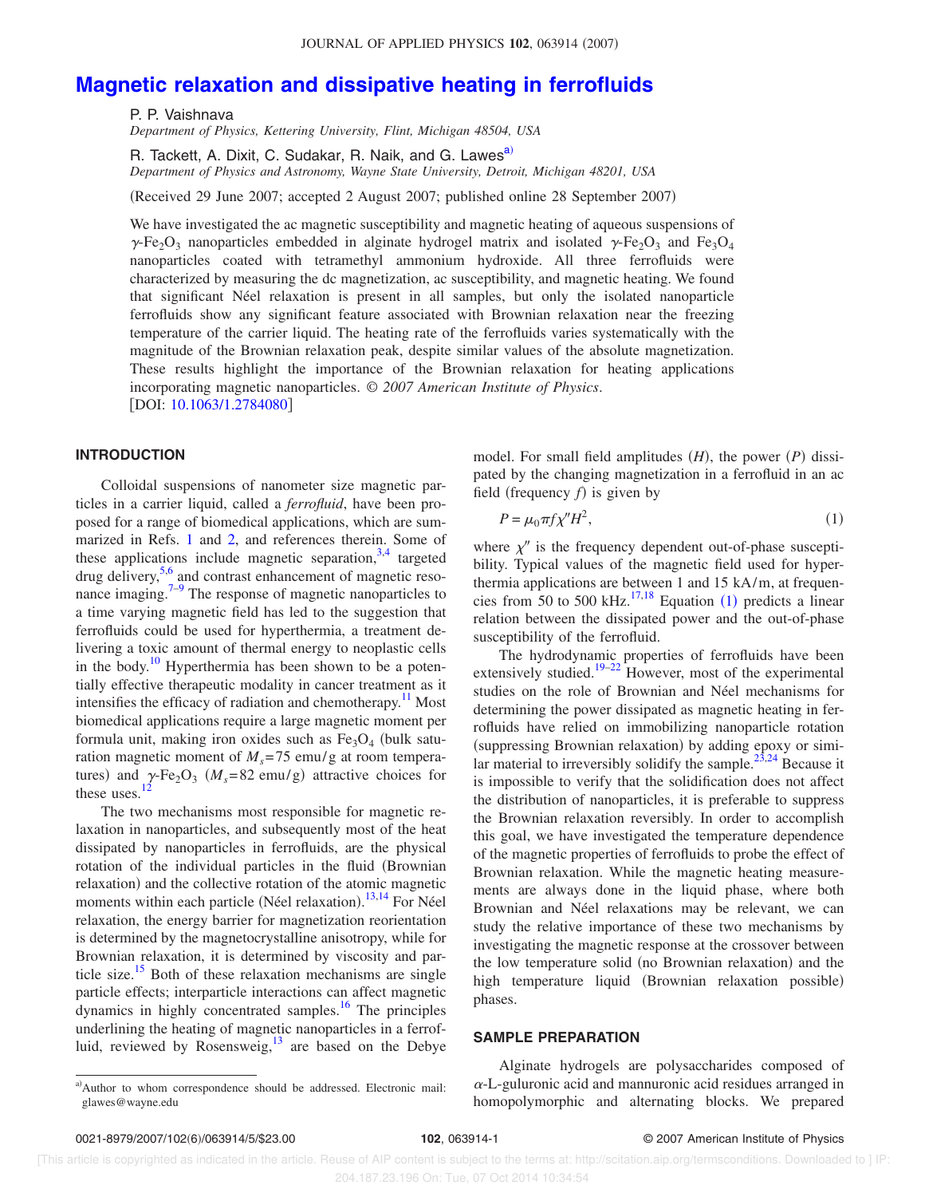# Magnetic relaxation and dissipative heating in ferrofluids

P. P. Vaishnava

*Department of Physics, Kettering University, Flint, Michigan 48504, USA*

R. Tackett, A. Dixit, C. Sudakar, R. Naik, and G. Lawes[a]

*Department of Physics and Astronomy, Wayne State University, Detroit, Michigan 48201, USA*

(Received 29 June 2007; accepted 2 August 2007; published online 28 September 2007)

We have investigated the ac magnetic susceptibility and magnetic heating of aqueous suspensions of $\gamma$-$Fe_2O_3$ nanoparticles embedded in alginate hydrogel matrix and isolated $\gamma$-$Fe_2O_3$ and $Fe_3O_4$ nanoparticles coated with tetramethyl ammonium hydroxide. All three ferrofluids were characterized by measuring the dc magnetization, ac susceptibility, and magnetic heating. We found that significant Néel relaxation is present in all samples, but only the isolated nanoparticle ferrofluids show any significant feature associated with Brownian relaxation near the freezing temperature of the carrier liquid. The heating rate of the ferrofluids varies systematically with the magnitude of the Brownian relaxation peak, despite similar values of the absolute magnetization. These results highlight the importance of the Brownian relaxation for heating applications incorporating magnetic nanoparticles. © *2007 American Institute of Physics*. [DOI: 10.1063/1.2784080]

## INTRODUCTION

Colloidal suspensions of nanometer size magnetic particles in a carrier liquid, called a *ferrofluid*, have been proposed for a range of biomedical applications, which are summarized in Refs. 1 and 2, and references therein. Some of these applications include magnetic separation,[3,4] targeted drug delivery,[5,6] and contrast enhancement of magnetic resonance imaging.[7–9] The response of magnetic nanoparticles to a time varying magnetic field has led to the suggestion that ferrofluids could be used for hyperthermia, a treatment delivering a toxic amount of thermal energy to neoplastic cells in the body.[10] Hyperthermia has been shown to be a potentially effective therapeutic modality in cancer treatment as it intensifies the efficacy of radiation and chemotherapy.[11] Most biomedical applications require a large magnetic moment per formula unit, making iron oxides such as $Fe_3O_4$ (bulk saturation magnetic moment of $M_s = 75$ emu/g at room temperatures) and $\gamma$-$Fe_2O_3$ ($M_s = 82$ emu/g) attractive choices for these uses.[12]

The two mechanisms most responsible for magnetic relaxation in nanoparticles, and subsequently most of the heat dissipated by nanoparticles in ferrofluids, are the physical rotation of the individual particles in the fluid (Brownian relaxation) and the collective rotation of the atomic magnetic moments within each particle (Néel relaxation).[13,14] For Néel relaxation, the energy barrier for magnetization reorientation is determined by the magnetocrystalline anisotropy, while for Brownian relaxation, it is determined by viscosity and particle size.[15] Both of these relaxation mechanisms are single particle effects; interparticle interactions can affect magnetic dynamics in highly concentrated samples.[16] The principles underlining the heating of magnetic nanoparticles in a ferrofluid, reviewed by Rosensweig,[13] are based on the Debye model. For small field amplitudes ($H$), the power ($P$) dissipated by the changing magnetization in a ferrofluid in an ac field (frequency $f$) is given by

$$P = \mu_0 \pi f \chi'' H^2, \tag{1}$$

where $\chi''$ is the frequency dependent out-of-phase susceptibility. Typical values of the magnetic field used for hyperthermia applications are between 1 and 15 kA/m, at frequencies from 50 to 500 kHz.[17,18] Equation (1) predicts a linear relation between the dissipated power and the out-of-phase susceptibility of the ferrofluid.

The hydrodynamic properties of ferrofluids have been extensively studied.[19–22] However, most of the experimental studies on the role of Brownian and Néel mechanisms for determining the power dissipated as magnetic heating in ferrofluids have relied on immobilizing nanoparticle rotation (suppressing Brownian relaxation) by adding epoxy or similar material to irreversibly solidify the sample.[23,24] Because it is impossible to verify that the solidification does not affect the distribution of nanoparticles, it is preferable to suppress the Brownian relaxation reversibly. In order to accomplish this goal, we have investigated the temperature dependence of the magnetic properties of ferrofluids to probe the effect of Brownian relaxation. While the magnetic heating measurements are always done in the liquid phase, where both Brownian and Néel relaxations may be relevant, we can study the relative importance of these two mechanisms by investigating the magnetic response at the crossover between the low temperature solid (no Brownian relaxation) and the high temperature liquid (Brownian relaxation possible) phases.

## SAMPLE PREPARATION

Alginate hydrogels are polysaccharides composed of $\alpha$-L-guluronic acid and mannuronic acid residues arranged in homopolymorphic and alternating blocks. We prepared

[a]Author to whom correspondence should be addressed. Electronic mail: glawes@wayne.edu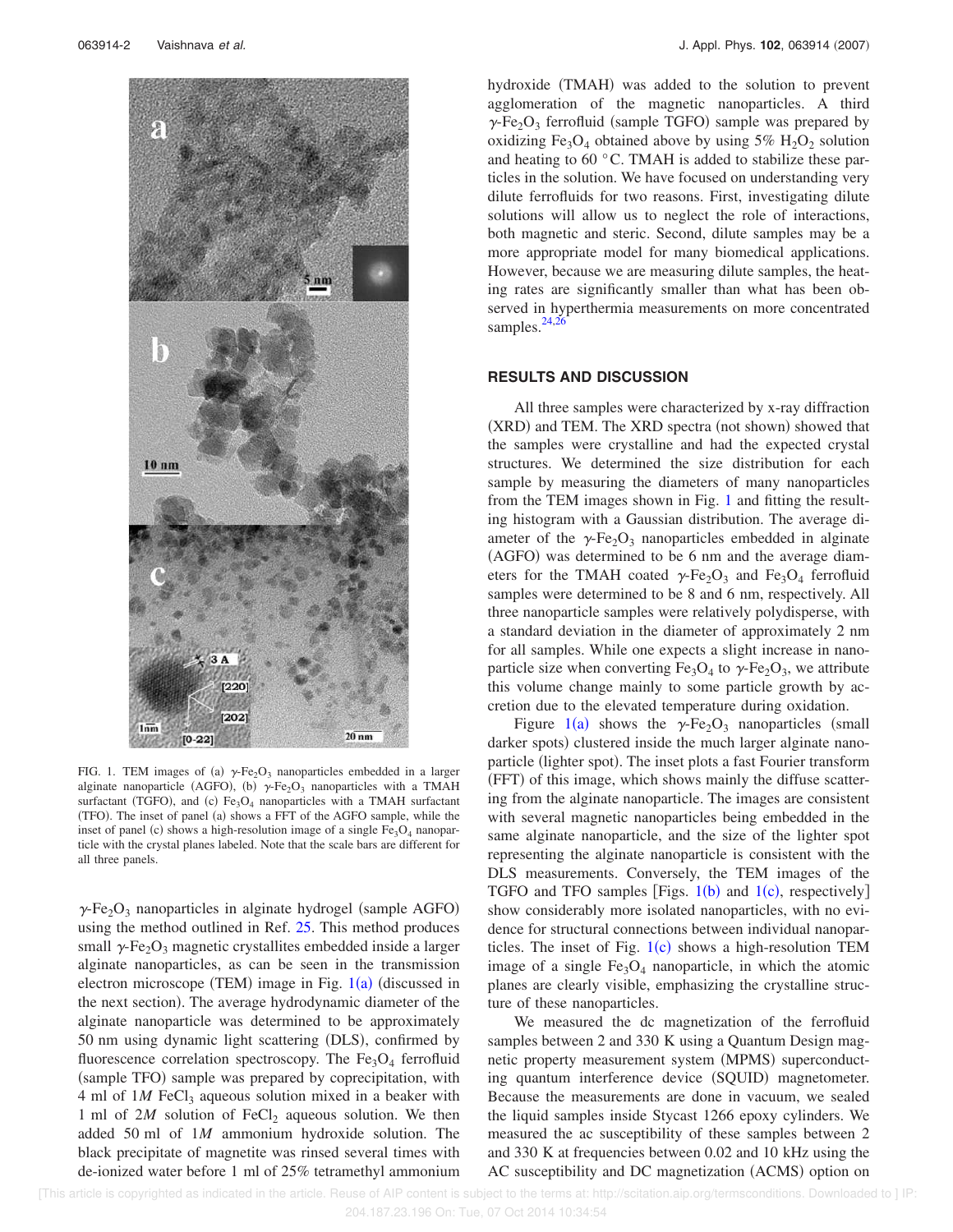FIG. 1. TEM images of (a) $\gamma$-$Fe_2O_3$ nanoparticles embedded in a larger alginate nanoparticle (AGFO), (b) $\gamma$-$Fe_2O_3$ nanoparticles with a TMAH surfactant (TGFO), and (c) $Fe_3O_4$ nanoparticles with a TMAH surfactant (TFO). The inset of panel (a) shows a FFT of the AGFO sample, while the inset of panel (c) shows a high-resolution image of a single $Fe_3O_4$ nanoparticle with the crystal planes labeled. Note that the scale bars are different for all three panels.

$\gamma$-$Fe_2O_3$ nanoparticles in alginate hydrogel (sample AGFO) using the method outlined in Ref. 25. This method produces small $\gamma$-$Fe_2O_3$ magnetic crystallites embedded inside a larger alginate nanoparticles, as can be seen in the transmission electron microscope (TEM) image in Fig. 1(a) (discussed in the next section). The average hydrodynamic diameter of the alginate nanoparticle was determined to be approximately 50 nm using dynamic light scattering (DLS), confirmed by fluorescence correlation spectroscopy. The $Fe_3O_4$ ferrofluid (sample TFO) sample was prepared by coprecipitation, with 4 ml of 1*M* $FeCl_3$ aqueous solution mixed in a beaker with 1 ml of 2*M* solution of $FeCl_2$ aqueous solution. We then added 50 ml of 1*M* ammonium hydroxide solution. The black precipitate of magnetite was rinsed several times with de-ionized water before 1 ml of 25% tetramethyl ammonium hydroxide (TMAH) was added to the solution to prevent agglomeration of the magnetic nanoparticles. A third $\gamma$-$Fe_2O_3$ ferrofluid (sample TGFO) sample was prepared by oxidizing $Fe_3O_4$ obtained above by using 5% $H_2O_2$ solution and heating to 60 °C. TMAH is added to stabilize these particles in the solution. We have focused on understanding very dilute ferrofluids for two reasons. First, investigating dilute solutions will allow us to neglect the role of interactions, both magnetic and steric. Second, dilute samples may be a more appropriate model for many biomedical applications. However, because we are measuring dilute samples, the heating rates are significantly smaller than what has been observed in hyperthermia measurements on more concentrated samples.[24,26]

## RESULTS AND DISCUSSION

All three samples were characterized by x-ray diffraction (XRD) and TEM. The XRD spectra (not shown) showed that the samples were crystalline and had the expected crystal structures. We determined the size distribution for each sample by measuring the diameters of many nanoparticles from the TEM images shown in Fig. 1 and fitting the resulting histogram with a Gaussian distribution. The average diameter of the $\gamma$-$Fe_2O_3$ nanoparticles embedded in alginate (AGFO) was determined to be 6 nm and the average diameters for the TMAH coated $\gamma$-$Fe_2O_3$ and $Fe_3O_4$ ferrofluid samples were determined to be 8 and 6 nm, respectively. All three nanoparticle samples were relatively polydisperse, with a standard deviation in the diameter of approximately 2 nm for all samples. While one expects a slight increase in nanoparticle size when converting $Fe_3O_4$ to $\gamma$-$Fe_2O_3$, we attribute this volume change mainly to some particle growth by accretion due to the elevated temperature during oxidation.

Figure 1(a) shows the $\gamma$-$Fe_2O_3$ nanoparticles (small darker spots) clustered inside the much larger alginate nanoparticle (lighter spot). The inset plots a fast Fourier transform (FFT) of this image, which shows mainly the diffuse scattering from the alginate nanoparticle. The images are consistent with several magnetic nanoparticles being embedded in the same alginate nanoparticle, and the size of the lighter spot representing the alginate nanoparticle is consistent with the DLS measurements. Conversely, the TEM images of the TGFO and TFO samples [Figs. 1(b) and 1(c), respectively] show considerably more isolated nanoparticles, with no evidence for structural connections between individual nanoparticles. The inset of Fig. 1(c) shows a high-resolution TEM image of a single $Fe_3O_4$ nanoparticle, in which the atomic planes are clearly visible, emphasizing the crystalline structure of these nanoparticles.

We measured the dc magnetization of the ferrofluid samples between 2 and 330 K using a Quantum Design magnetic property measurement system (MPMS) superconducting quantum interference device (SQUID) magnetometer. Because the measurements are done in vacuum, we sealed the liquid samples inside Stycast 1266 epoxy cylinders. We measured the ac susceptibility of these samples between 2 and 330 K at frequencies between 0.02 and 10 kHz using the AC susceptibility and DC magnetization (ACMS) option on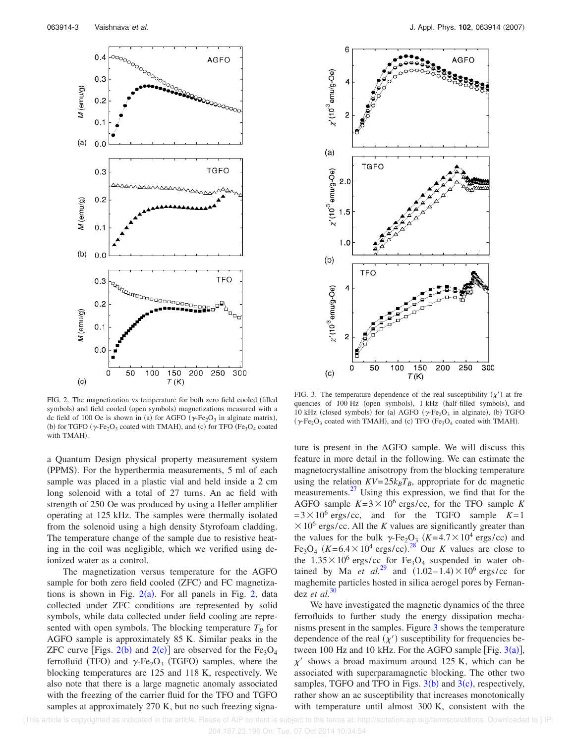FIG. 2. The magnetization vs temperature for both zero field cooled (filled symbols) and field cooled (open symbols) magnetizations measured with a dc field of 100 Oe is shown in (a) for AGFO ($\gamma$-$Fe_2O_3$ in alginate matrix), (b) for TGFO ($\gamma$-$Fe_2O_3$ coated with TMAH), and (c) for TFO ($Fe_3O_4$ coated with TMAH).

FIG. 3. The temperature dependence of the real susceptibility ($\chi'$) at frequencies of 100 Hz (open symbols), 1 kHz (half-filled symbols), and 10 kHz (closed symbols) for (a) AGFO ($\gamma$-$Fe_2O_3$ in alginate), (b) TGFO ($\gamma$-$Fe_2O_3$ coated with TMAH), and (c) TFO ($Fe_3O_4$ coated with TMAH).

a Quantum Design physical property measurement system (PPMS). For the hyperthermia measurements, 5 ml of each sample was placed in a plastic vial and held inside a 2 cm long solenoid with a total of 27 turns. An ac field with strength of 250 Oe was produced by using a Hefler amplifier operating at 125 kHz. The samples were thermally isolated from the solenoid using a high density Styrofoam cladding. The temperature change of the sample due to resistive heating in the coil was negligible, which we verified using deionized water as a control.

The magnetization versus temperature for the AGFO sample for both zero field cooled (ZFC) and FC magnetizations is shown in Fig. 2(a). For all panels in Fig. 2, data collected under ZFC conditions are represented by solid symbols, while data collected under field cooling are represented with open symbols. The blocking temperature $T_B$ for AGFO sample is approximately 85 K. Similar peaks in the ZFC curve [Figs. 2(b) and 2(c)] are observed for the $Fe_3O_4$ ferrofluid (TFO) and $\gamma$-$Fe_2O_3$ (TGFO) samples, where the blocking temperatures are 125 and 118 K, respectively. We also note that there is a large magnetic anomaly associated with the freezing of the carrier fluid for the TFO and TGFO samples at approximately 270 K, but no such freezing signature is present in the AGFO sample. We will discuss this feature in more detail in the following. We can estimate the magnetocrystalline anisotropy from the blocking temperature using the relation $KV=25k_BT_B$, appropriate for dc magnetic measurements.[27] Using this expression, we find that for the AGFO sample $K=3\times10^6$ ergs/cc, for the TFO sample $K=3\times10^6$ ergs/cc, and for the TGFO sample $K=1\times10^6$ ergs/cc. All the $K$ values are significantly greater than the values for the bulk $\gamma$-$Fe_2O_3$ ($K=4.7\times10^4$ ergs/cc) and $Fe_3O_4$ ($K=6.4\times10^4$ ergs/cc).[28] Our $K$ values are close to the $1.35\times10^6$ ergs/cc for $Fe_3O_4$ suspended in water obtained by Ma *et al.*[29] and $(1.02-1.4)\times10^6$ ergs/cc for maghemite particles hosted in silica aerogel pores by Fernandez *et al.*[30]

We have investigated the magnetic dynamics of the three ferrofluids to further study the energy dissipation mechanisms present in the samples. Figure 3 shows the temperature dependence of the real ($\chi'$) susceptibility for frequencies between 100 Hz and 10 kHz. For the AGFO sample [Fig. 3(a)], $\chi'$ shows a broad maximum around 125 K, which can be associated with superparamagnetic blocking. The other two samples, TGFO and TFO in Figs. 3(b) and 3(c), respectively, rather show an ac susceptibility that increases monotonically with temperature until almost 300 K, consistent with the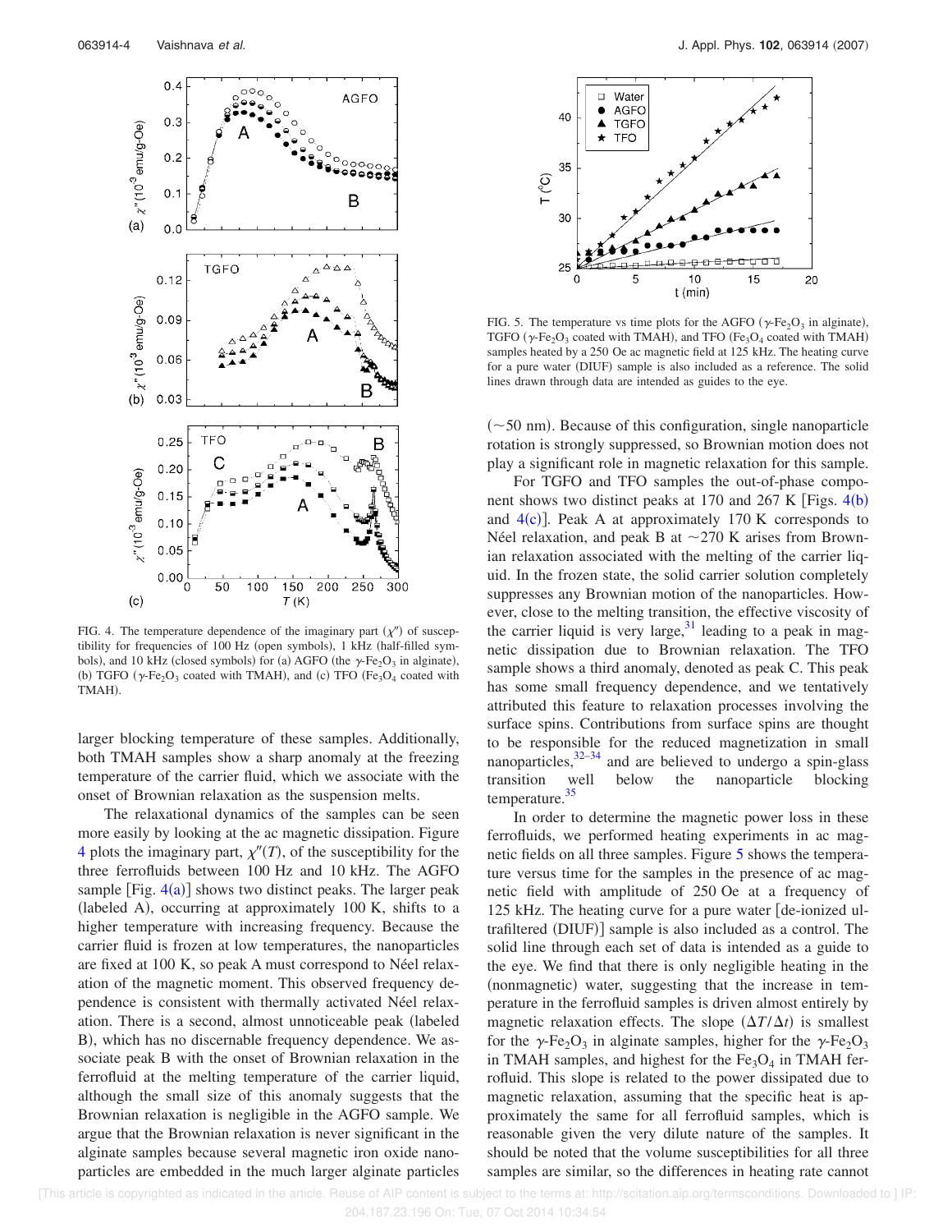FIG. 4. The temperature dependence of the imaginary part ($\chi''$) of susceptibility for frequencies of 100 Hz (open symbols), 1 kHz (half-filled symbols), and 10 kHz (closed symbols) for (a) AGFO (the $\gamma$-$Fe_2O_3$ in alginate), (b) TGFO ($\gamma$-$Fe_2O_3$ coated with TMAH), and (c) TFO ($Fe_3O_4$ coated with TMAH).

larger blocking temperature of these samples. Additionally, both TMAH samples show a sharp anomaly at the freezing temperature of the carrier fluid, which we associate with the onset of Brownian relaxation as the suspension melts.

The relaxational dynamics of the samples can be seen more easily by looking at the ac magnetic dissipation. Figure 4 plots the imaginary part, $\chi''(T)$, of the susceptibility for the three ferrofluids between 100 Hz and 10 kHz. The AGFO sample [Fig. 4(a)] shows two distinct peaks. The larger peak (labeled A), occurring at approximately 100 K, shifts to a higher temperature with increasing frequency. Because the carrier fluid is frozen at low temperatures, the nanoparticles are fixed at 100 K, so peak A must correspond to Néel relaxation of the magnetic moment. This observed frequency dependence is consistent with thermally activated Néel relaxation. There is a second, almost unnoticeable peak (labeled B), which has no discernable frequency dependence. We associate peak B with the onset of Brownian relaxation in the ferrofluid at the melting temperature of the carrier liquid, although the small size of this anomaly suggests that the Brownian relaxation is negligible in the AGFO sample. We argue that the Brownian relaxation is never significant in the alginate samples because several magnetic iron oxide nanoparticles are embedded in the much larger alginate particles (~50 nm). Because of this configuration, single nanoparticle rotation is strongly suppressed, so Brownian motion does not play a significant role in magnetic relaxation for this sample.

FIG. 5. The temperature vs time plots for the AGFO ($\gamma$-$Fe_2O_3$ in alginate), TGFO ($\gamma$-$Fe_2O_3$ coated with TMAH), and TFO ($Fe_3O_4$ coated with TMAH) samples heated by a 250 Oe ac magnetic field at 125 kHz. The heating curve for a pure water (DIUF) sample is also included as a reference. The solid lines drawn through data are intended as guides to the eye.

For TGFO and TFO samples the out-of-phase component shows two distinct peaks at 170 and 267 K [Figs. 4(b) and 4(c)]. Peak A at approximately 170 K corresponds to Néel relaxation, and peak B at ~270 K arises from Brownian relaxation associated with the melting of the carrier liquid. In the frozen state, the solid carrier solution completely suppresses any Brownian motion of the nanoparticles. However, close to the melting transition, the effective viscosity of the carrier liquid is very large,[31] leading to a peak in magnetic dissipation due to Brownian relaxation. The TFO sample shows a third anomaly, denoted as peak C. This peak has some small frequency dependence, and we tentatively attributed this feature to relaxation processes involving the surface spins. Contributions from surface spins are thought to be responsible for the reduced magnetization in small nanoparticles,[32–34] and are believed to undergo a spin-glass transition well below the nanoparticle blocking temperature.[35]

In order to determine the magnetic power loss in these ferrofluids, we performed heating experiments in ac magnetic fields on all three samples. Figure 5 shows the temperature versus time for the samples in the presence of ac magnetic field with amplitude of 250 Oe at a frequency of 125 kHz. The heating curve for a pure water [de-ionized ultrafiltered (DIUF)] sample is also included as a control. The solid line through each set of data is intended as a guide to the eye. We find that there is only negligible heating in the (nonmagnetic) water, suggesting that the increase in temperature in the ferrofluid samples is driven almost entirely by magnetic relaxation effects. The slope $(\Delta T/\Delta t)$ is smallest for the $\gamma$-$Fe_2O_3$ in alginate samples, higher for the $\gamma$-$Fe_2O_3$ in TMAH samples, and highest for the $Fe_3O_4$ in TMAH ferrofluid. This slope is related to the power dissipated due to magnetic relaxation, assuming that the specific heat is approximately the same for all ferrofluid samples, which is reasonable given the very dilute nature of the samples. It should be noted that the volume susceptibilities for all three samples are similar, so the differences in heating rate cannot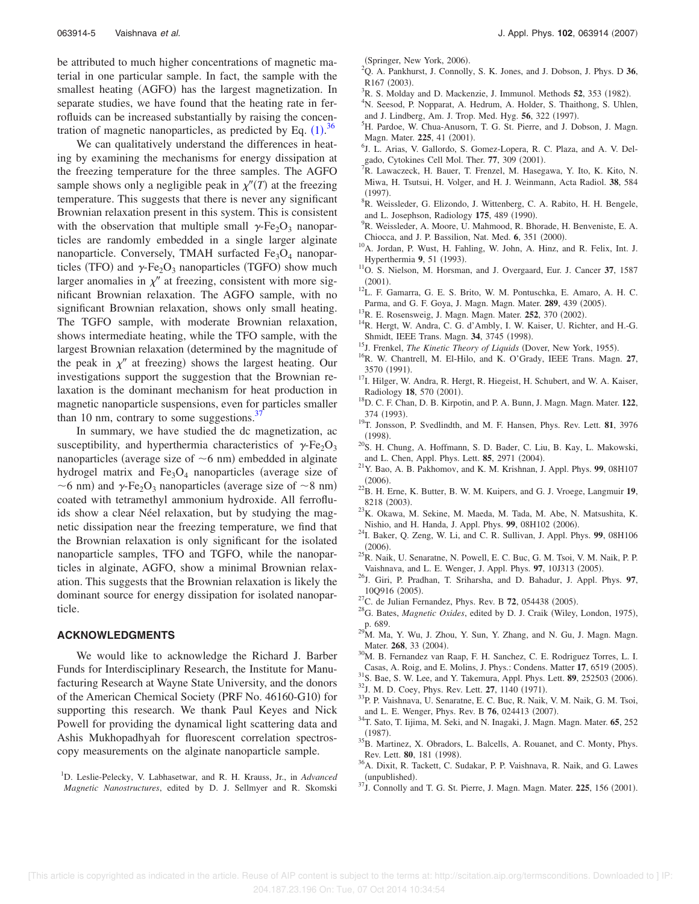be attributed to much higher concentrations of magnetic material in one particular sample. In fact, the sample with the smallest heating (AGFO) has the largest magnetization. In separate studies, we have found that the heating rate in ferrofluids can be increased substantially by raising the concentration of magnetic nanoparticles, as predicted by Eq. (1).[36]

We can qualitatively understand the differences in heating by examining the mechanisms for energy dissipation at the freezing temperature for the three samples. The AGFO sample shows only a negligible peak in $\chi''(T)$ at the freezing temperature. This suggests that there is never any significant Brownian relaxation present in this system. This is consistent with the observation that multiple small $\gamma$-$Fe_2O_3$ nanoparticles are randomly embedded in a single larger alginate nanoparticle. Conversely, TMAH surfacted $Fe_3O_4$ nanoparticles (TFO) and $\gamma$-$Fe_2O_3$ nanoparticles (TGFO) show much larger anomalies in $\chi''$ at freezing, consistent with more significant Brownian relaxation. The AGFO sample, with no significant Brownian relaxation, shows only small heating. The TGFO sample, with moderate Brownian relaxation, shows intermediate heating, while the TFO sample, with the largest Brownian relaxation (determined by the magnitude of the peak in $\chi''$ at freezing) shows the largest heating. Our investigations support the suggestion that the Brownian relaxation is the dominant mechanism for heat production in magnetic nanoparticle suspensions, even for particles smaller than 10 nm, contrary to some suggestions.[37]

In summary, we have studied the dc magnetization, ac susceptibility, and hyperthermia characteristics of $\gamma$-$Fe_2O_3$ nanoparticles (average size of ~6 nm) embedded in alginate hydrogel matrix and $Fe_3O_4$ nanoparticles (average size of ~6 nm) and $\gamma$-$Fe_2O_3$ nanoparticles (average size of ~8 nm) coated with tetramethyl ammonium hydroxide. All ferrofluids show a clear Néel relaxation, but by studying the magnetic dissipation near the freezing temperature, we find that the Brownian relaxation is only significant for the isolated nanoparticle samples, TFO and TGFO, while the nanoparticles in alginate, AGFO, show a minimal Brownian relaxation. This suggests that the Brownian relaxation is likely the dominant source for energy dissipation for isolated nanoparticle.

## ACKNOWLEDGMENTS

We would like to acknowledge the Richard J. Barber Funds for Interdisciplinary Research, the Institute for Manufacturing Research at Wayne State University, and the donors of the American Chemical Society (PRF No. 46160-G10) for supporting this research. We thank Paul Keyes and Nick Powell for providing the dynamical light scattering data and Ashis Mukhopadhyah for fluorescent correlation spectroscopy measurements on the alginate nanoparticle sample.

[1] D. Leslie-Pelecky, V. Labhasetwar, and R. H. Krauss, Jr., in *Advanced Magnetic Nanostructures*, edited by D. J. Sellmyer and R. Skomski (Springer, New York, 2006).
[2] Q. A. Pankhurst, J. Connolly, S. K. Jones, and J. Dobson, J. Phys. D **36**, R167 (2003).
[3] R. S. Molday and D. Mackenzie, J. Immunol. Methods **52**, 353 (1982).
[4] N. Seesod, P. Nopparat, A. Hedrum, A. Holder, S. Thaithong, S. Uhlen, and J. Lindberg, Am. J. Trop. Med. Hyg. **56**, 322 (1997).
[5] H. Pardoe, W. Chua-Anusorn, T. G. St. Pierre, and J. Dobson, J. Magn. Magn. Mater. **225**, 41 (2001).
[6] J. L. Arias, V. Gallordo, S. Gomez-Lopera, R. C. Plaza, and A. V. Delgado, Cytokines Cell Mol. Ther. **77**, 309 (2001).
[7] R. Lawaczeck, H. Bauer, T. Frenzel, M. Hasegawa, Y. Ito, K. Kito, N. Miwa, H. Tsutsui, H. Volger, and H. J. Weinmann, Acta Radiol. **38**, 584 (1997).
[8] R. Weissleder, G. Elizondo, J. Wittenberg, C. A. Rabito, H. H. Bengele, and L. Josephson, Radiology **175**, 489 (1990).
[9] R. Weissleder, A. Moore, U. Mahmood, R. Bhorade, H. Benveniste, E. A. Chiocca, and J. P. Bassilion, Nat. Med. **6**, 351 (2000).
[10] A. Jordan, P. Wust, H. Fahling, W. John, A. Hinz, and R. Felix, Int. J. Hyperthermia **9**, 51 (1993).
[11] O. S. Nielson, M. Horsman, and J. Overgaard, Eur. J. Cancer **37**, 1587 (2001).
[12] L. F. Gamarra, G. E. S. Brito, W. M. Pontuschka, E. Amaro, A. H. C. Parma, and G. F. Goya, J. Magn. Magn. Mater. **289**, 439 (2005).
[13] R. E. Rosensweig, J. Magn. Magn. Mater. **252**, 370 (2002).
[14] R. Hergt, W. Andra, C. G. d'Ambly, I. W. Kaiser, U. Richter, and H.-G. Shmidt, IEEE Trans. Magn. **34**, 3745 (1998).
[15] J. Frenkel, *The Kinetic Theory of Liquids* (Dover, New York, 1955).
[16] R. W. Chantrell, M. El-Hilo, and K. O'Grady, IEEE Trans. Magn. **27**, 3570 (1991).
[17] I. Hilger, W. Andra, R. Hergt, R. Hiegeist, H. Schubert, and W. A. Kaiser, Radiology **18**, 570 (2001).
[18] D. C. F. Chan, D. B. Kirpotin, and P. A. Bunn, J. Magn. Magn. Mater. **122**, 374 (1993).
[19] T. Jonsson, P. Svedlindth, and M. F. Hansen, Phys. Rev. Lett. **81**, 3976 (1998).
[20] S. H. Chung, A. Hoffmann, S. D. Bader, C. Liu, B. Kay, L. Makowski, and L. Chen, Appl. Phys. Lett. **85**, 2971 (2004).
[21] Y. Bao, A. B. Pakhomov, and K. M. Krishnan, J. Appl. Phys. **99**, 08H107 (2006).
[22] B. H. Erne, K. Butter, B. W. M. Kuipers, and G. J. Vroege, Langmuir **19**, 8218 (2003).
[23] K. Okawa, M. Sekine, M. Maeda, M. Tada, M. Abe, N. Matsushita, K. Nishio, and H. Handa, J. Appl. Phys. **99**, 08H102 (2006).
[24] I. Baker, Q. Zeng, W. Li, and C. R. Sullivan, J. Appl. Phys. **99**, 08H106 (2006).
[25] R. Naik, U. Senaratne, N. Powell, E. C. Buc, G. M. Tsoi, V. M. Naik, P. P. Vaishnava, and L. E. Wenger, J. Appl. Phys. **97**, 10J313 (2005).
[26] J. Giri, P. Pradhan, T. Sriharsha, and D. Bahadur, J. Appl. Phys. **97**, 10Q916 (2005).
[27] C. de Julian Fernandez, Phys. Rev. B **72**, 054438 (2005).
[28] G. Bates, *Magnetic Oxides*, edited by D. J. Craik (Wiley, London, 1975), p. 689.
[29] M. Ma, Y. Wu, J. Zhou, Y. Sun, Y. Zhang, and N. Gu, J. Magn. Magn. Mater. **268**, 33 (2004).
[30] M. B. Fernandez van Raap, F. H. Sanchez, C. E. Rodriguez Torres, L. I. Casas, A. Roig, and E. Molins, J. Phys.: Condens. Matter **17**, 6519 (2005).
[31] S. Bae, S. W. Lee, and Y. Takemura, Appl. Phys. Lett. **89**, 252503 (2006).
[32] J. M. D. Coey, Phys. Rev. Lett. **27**, 1140 (1971).
[33] P. P. Vaishnava, U. Senaratne, E. C. Buc, R. Naik, V. M. Naik, G. M. Tsoi, and L. E. Wenger, Phys. Rev. B **76**, 024413 (2007).
[34] T. Sato, T. Iijima, M. Seki, and N. Inagaki, J. Magn. Magn. Mater. **65**, 252 (1987).
[35] B. Martinez, X. Obradors, L. Balcells, A. Rouanet, and C. Monty, Phys. Rev. Lett. **80**, 181 (1998).
[36] A. Dixit, R. Tackett, C. Sudakar, P. P. Vaishnava, R. Naik, and G. Lawes (unpublished).
[37] J. Connolly and T. G. St. Pierre, J. Magn. Magn. Mater. **225**, 156 (2001).